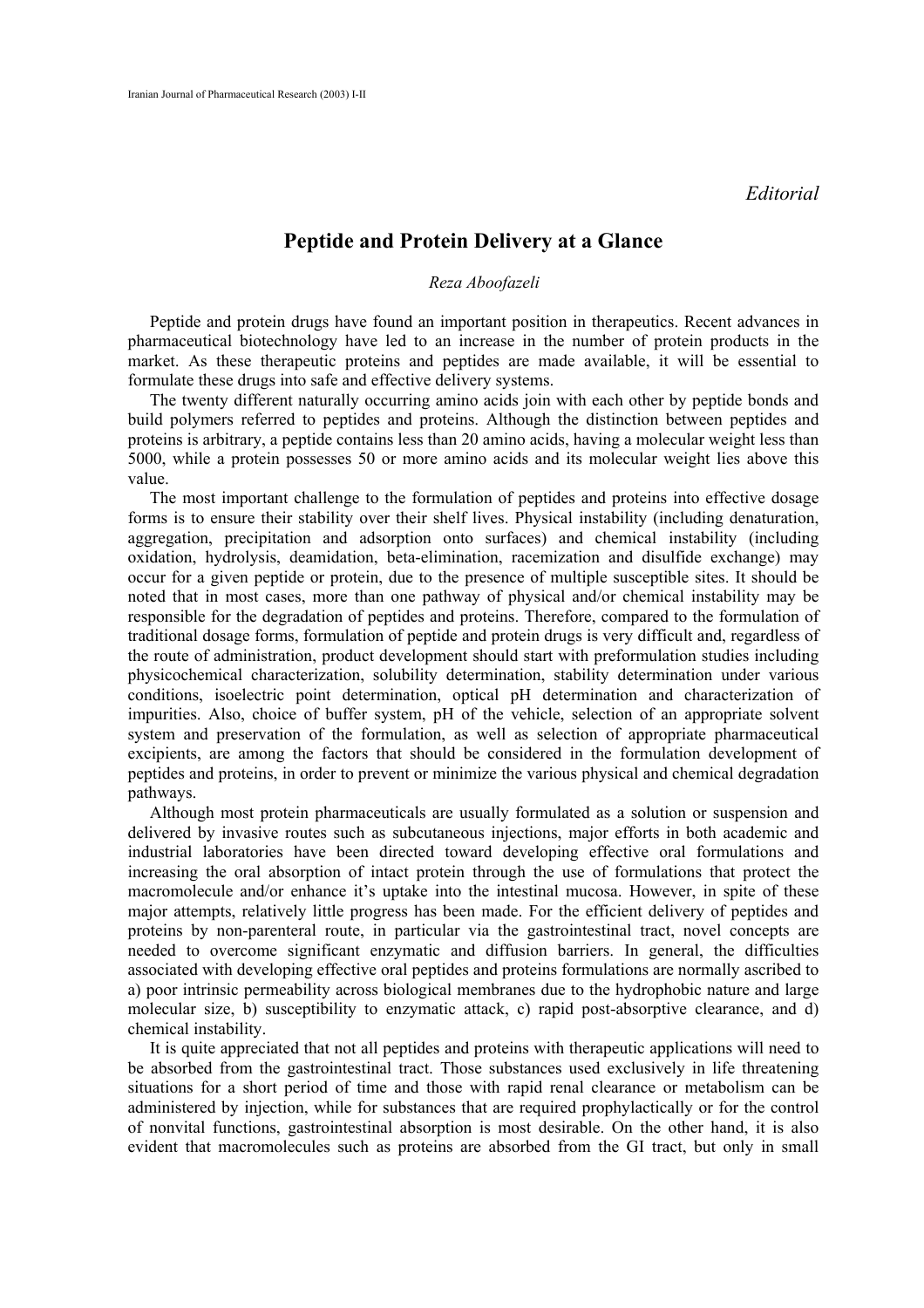*Editorial*

# Peptide and Protein Delivery at a Glance

*Reza Aboofazeli*

Peptide and protein drugs have found an important position in therapeutics. Recent advances in pharmaceutical biotechnology have led to an increase in the number of protein products in the market. As these therapeutic proteins and peptides are made available, it will be essential to formulate these drugs into safe and effective delivery systems.

The twenty different naturally occurring amino acids join with each other by peptide bonds and build polymers referred to peptides and proteins. Although the distinction between peptides and proteins is arbitrary, a peptide contains less than 20 amino acids, having a molecular weight less than 5000, while a protein possesses 50 or more amino acids and its molecular weight lies above this value.

The most important challenge to the formulation of peptides and proteins into effective dosage forms is to ensure their stability over their shelf lives. Physical instability (including denaturation, aggregation, precipitation and adsorption onto surfaces) and chemical instability (including oxidation, hydrolysis, deamidation, beta-elimination, racemization and disulfide exchange) may occur for a given peptide or protein, due to the presence of multiple susceptible sites. It should be noted that in most cases, more than one pathway of physical and/or chemical instability may be responsible for the degradation of peptides and proteins. Therefore, compared to the formulation of traditional dosage forms, formulation of peptide and protein drugs is very difficult and, regardless of the route of administration, product development should start with preformulation studies including physicochemical characterization, solubility determination, stability determination under various conditions, isoelectric point determination, optical pH determination and characterization of impurities. Also, choice of buffer system, pH of the vehicle, selection of an appropriate solvent system and preservation of the formulation, as well as selection of appropriate pharmaceutical excipients, are among the factors that should be considered in the formulation development of peptides and proteins, in order to prevent or minimize the various physical and chemical degradation pathways.

Although most protein pharmaceuticals are usually formulated as a solution or suspension and delivered by invasive routes such as subcutaneous injections, major efforts in both academic and industrial laboratories have been directed toward developing effective oral formulations and increasing the oral absorption of intact protein through the use of formulations that protect the macromolecule and/or enhance it's uptake into the intestinal mucosa. However, in spite of these major attempts, relatively little progress has been made. For the efficient delivery of peptides and proteins by non-parenteral route, in particular via the gastrointestinal tract, novel concepts are needed to overcome significant enzymatic and diffusion barriers. In general, the difficulties associated with developing effective oral peptides and proteins formulations are normally ascribed to a) poor intrinsic permeability across biological membranes due to the hydrophobic nature and large molecular size, b) susceptibility to enzymatic attack, c) rapid post-absorptive clearance, and d) chemical instability.

It is quite appreciated that not all peptides and proteins with therapeutic applications will need to be absorbed from the gastrointestinal tract. Those substances used exclusively in life threatening situations for a short period of time and those with rapid renal clearance or metabolism can be administered by injection, while for substances that are required prophylactically or for the control of nonvital functions, gastrointestinal absorption is most desirable. On the other hand, it is also evident that macromolecules such as proteins are absorbed from the GI tract, but only in small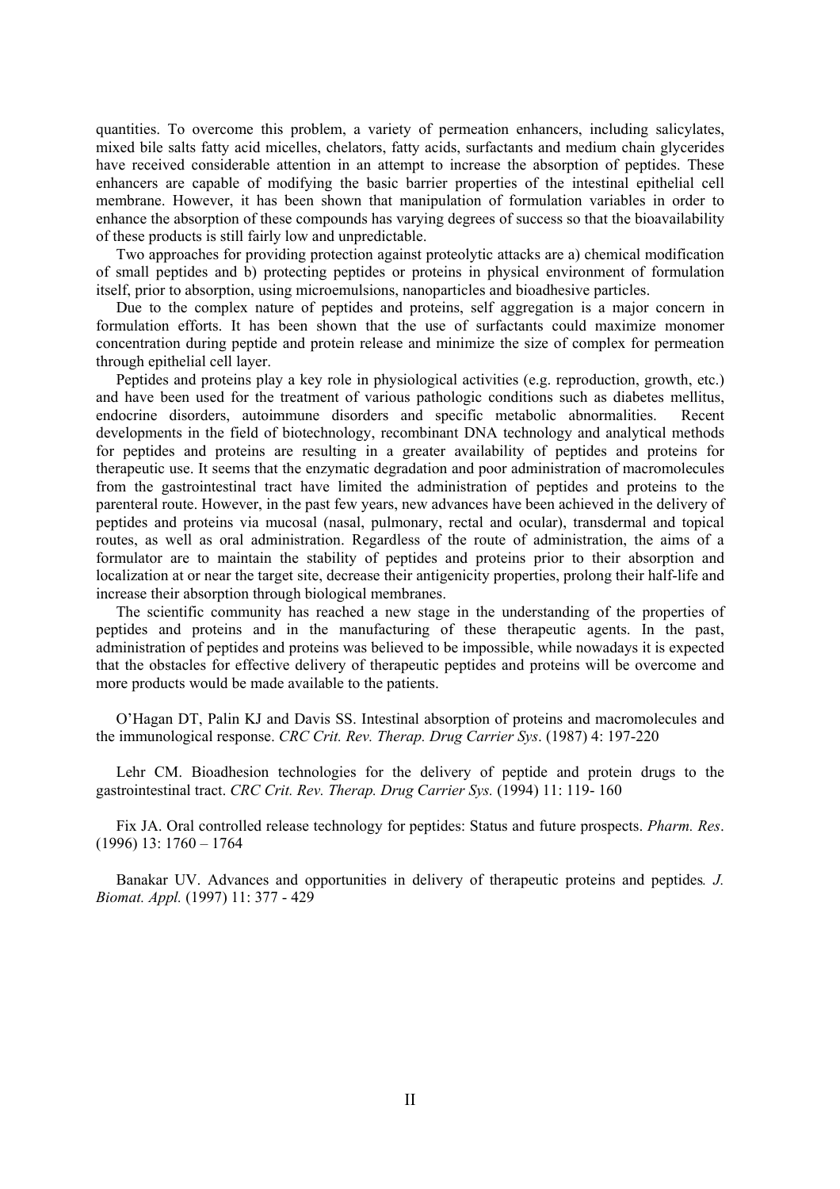quantities. To overcome this problem, a variety of permeation enhancers, including salicylates, mixed bile salts fatty acid micelles, chelators, fatty acids, surfactants and medium chain glycerides have received considerable attention in an attempt to increase the absorption of peptides. These enhancers are capable of modifying the basic barrier properties of the intestinal epithelial cell membrane. However, it has been shown that manipulation of formulation variables in order to enhance the absorption of these compounds has varying degrees of success so that the bioavailability of these products is still fairly low and unpredictable.

Two approaches for providing protection against proteolytic attacks are a) chemical modification of small peptides and b) protecting peptides or proteins in physical environment of formulation itself, prior to absorption, using microemulsions, nanoparticles and bioadhesive particles.

Due to the complex nature of peptides and proteins, self aggregation is a major concern in formulation efforts. It has been shown that the use of surfactants could maximize monomer concentration during peptide and protein release and minimize the size of complex for permeation through epithelial cell layer.

Peptides and proteins play a key role in physiological activities (e.g. reproduction, growth, etc.) and have been used for the treatment of various pathologic conditions such as diabetes mellitus, endocrine disorders, autoimmune disorders and specific metabolic abnormalities. Recent developments in the field of biotechnology, recombinant DNA technology and analytical methods for peptides and proteins are resulting in a greater availability of peptides and proteins for therapeutic use. It seems that the enzymatic degradation and poor administration of macromolecules from the gastrointestinal tract have limited the administration of peptides and proteins to the parenteral route. However, in the past few years, new advances have been achieved in the delivery of peptides and proteins via mucosal (nasal, pulmonary, rectal and ocular), transdermal and topical routes, as well as oral administration. Regardless of the route of administration, the aims of a formulator are to maintain the stability of peptides and proteins prior to their absorption and localization at or near the target site, decrease their antigenicity properties, prolong their half-life and increase their absorption through biological membranes.

The scientific community has reached a new stage in the understanding of the properties of peptides and proteins and in the manufacturing of these therapeutic agents. In the past, administration of peptides and proteins was believed to be impossible, while nowadays it is expected that the obstacles for effective delivery of therapeutic peptides and proteins will be overcome and more products would be made available to the patients.

O'Hagan DT, Palin KJ and Davis SS. Intestinal absorption of proteins and macromolecules and the immunological response. *CRC Crit. Rev. Therap. Drug Carrier Sys*. (1987) 4: 197-220

Lehr CM. Bioadhesion technologies for the delivery of peptide and protein drugs to the gastrointestinal tract. *CRC Crit. Rev. Therap. Drug Carrier Sys.* (1994) 11: 119- 160

Fix JA. Oral controlled release technology for peptides: Status and future prospects. *Pharm. Res*. (1996) 13: 1760 – 1764

Banakar UV. Advances and opportunities in delivery of therapeutic proteins and peptides*. J. Biomat. Appl.* (1997) 11: 377 - 429